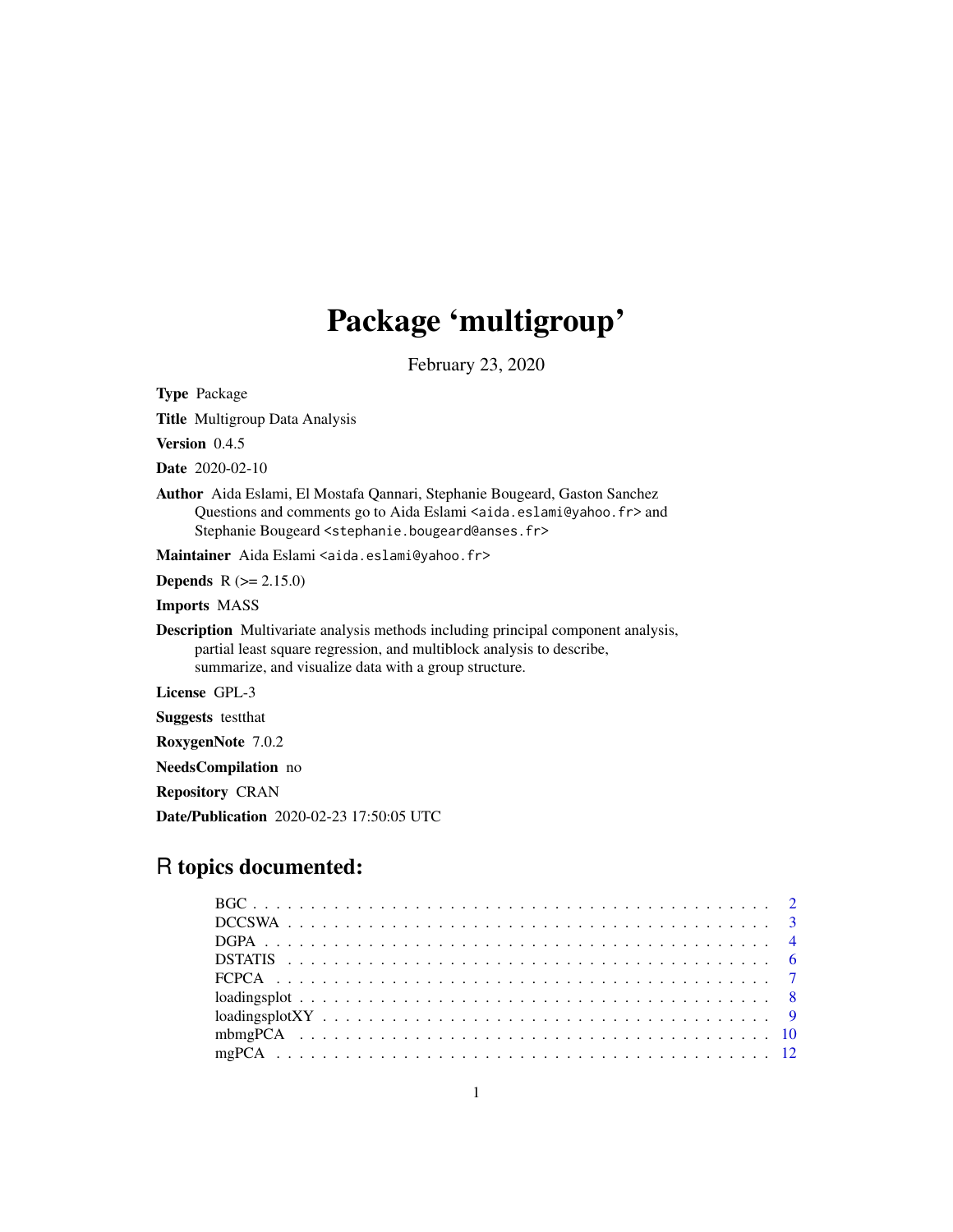# Package 'multigroup'

February 23, 2020

**Type** Package

**Title** Multigroup Data Analysis

**Version** 0.4.5

**Date** 2020-02-10

**Author** Aida Eslami, El Mostafa Qannari, Stephanie Bougeard, Gaston Sanchez
Questions and comments go to Aida Eslami <aida.eslami@yahoo.fr> and
Stephanie Bougeard <stephanie.bougeard@anses.fr>

**Maintainer** Aida Eslami <aida.eslami@yahoo.fr>

**Depends** R (>= 2.15.0)

**Imports** MASS

**Description** Multivariate analysis methods including principal component analysis, partial least square regression, and multiblock analysis to describe, summarize, and visualize data with a group structure.

**License** GPL-3

**Suggests** testthat

**RoxygenNote** 7.0.2

**NeedsCompilation** no

**Repository** CRAN

**Date/Publication** 2020-02-23 17:50:05 UTC

## R topics documented:

BGC . . . . . . . . . . . . . . . . . . . . . . . . . . . . . . . . . . . . . . . . . . . 2
DCCSWA . . . . . . . . . . . . . . . . . . . . . . . . . . . . . . . . . . . . . . . . 3
DGPA . . . . . . . . . . . . . . . . . . . . . . . . . . . . . . . . . . . . . . . . . . 4
DSTATIS . . . . . . . . . . . . . . . . . . . . . . . . . . . . . . . . . . . . . . . . 6
FCPCA . . . . . . . . . . . . . . . . . . . . . . . . . . . . . . . . . . . . . . . . . 7
loadingsplot . . . . . . . . . . . . . . . . . . . . . . . . . . . . . . . . . . . . . . 8
loadingsplotXY . . . . . . . . . . . . . . . . . . . . . . . . . . . . . . . . . . . . . 9
mbmgPCA . . . . . . . . . . . . . . . . . . . . . . . . . . . . . . . . . . . . . . . 10
mgPCA . . . . . . . . . . . . . . . . . . . . . . . . . . . . . . . . . . . . . . . . . 12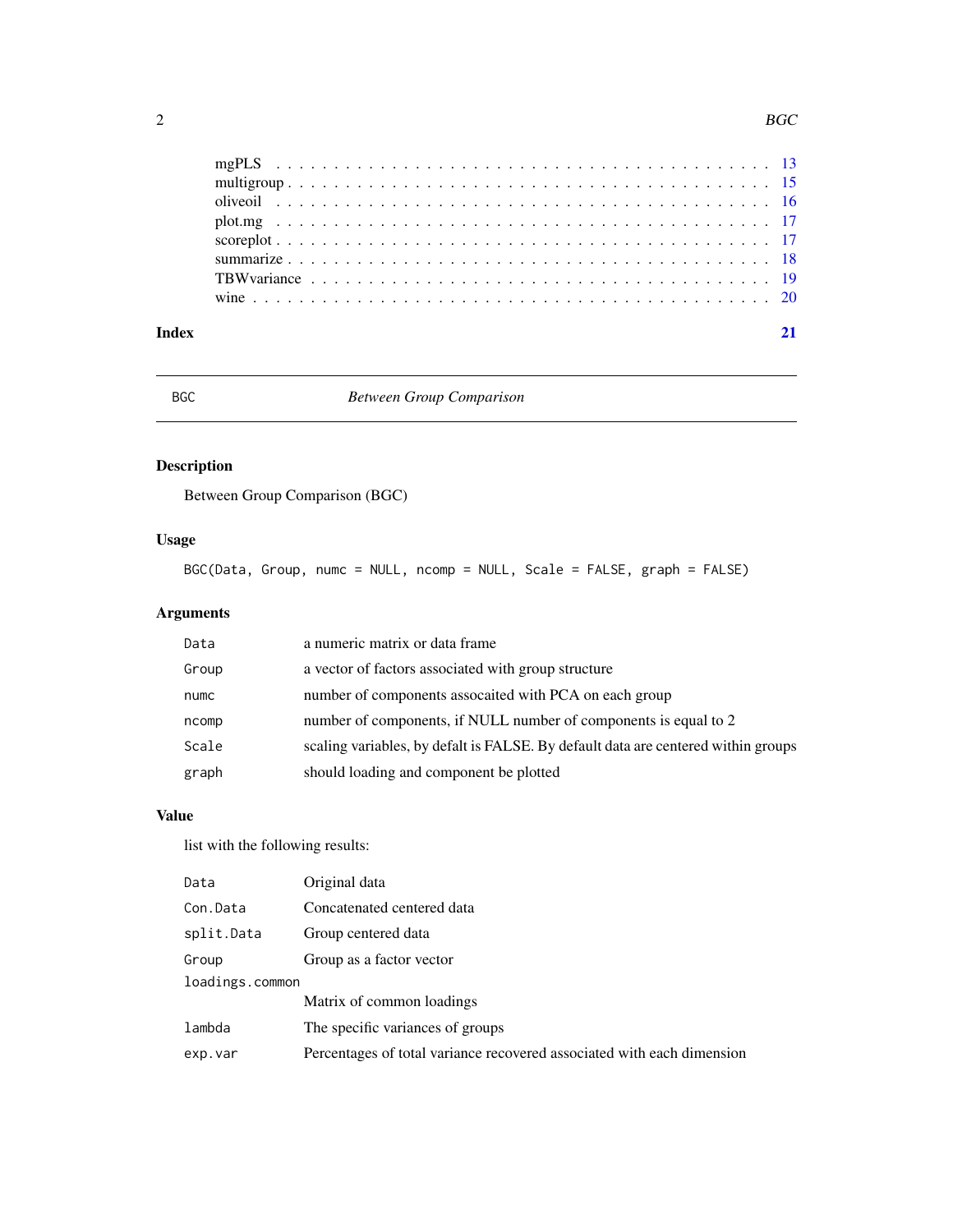mgPLS . . . . . . . . . . . . . . . . . . . . . . . . . . . . . . . . . . . . . . . . 13
multigroup . . . . . . . . . . . . . . . . . . . . . . . . . . . . . . . . . . . . . . 15
oliveoil . . . . . . . . . . . . . . . . . . . . . . . . . . . . . . . . . . . . . . . . 16
plot.mg . . . . . . . . . . . . . . . . . . . . . . . . . . . . . . . . . . . . . . . . 17
scoreplot . . . . . . . . . . . . . . . . . . . . . . . . . . . . . . . . . . . . . . . 17
summarize . . . . . . . . . . . . . . . . . . . . . . . . . . . . . . . . . . . . . . . 18
TBWvariance . . . . . . . . . . . . . . . . . . . . . . . . . . . . . . . . . . . . . 19
wine . . . . . . . . . . . . . . . . . . . . . . . . . . . . . . . . . . . . . . . . . . 20

**Index** **21**

---

`BGC` *Between Group Comparison*

---

## Description

Between Group Comparison (BGC)

## Usage

```
BGC(Data, Group, numc = NULL, ncomp = NULL, Scale = FALSE, graph = FALSE)
```

## Arguments

| | |
|---|---|
| `Data` | a numeric matrix or data frame |
| `Group` | a vector of factors associated with group structure |
| `numc` | number of components assocaited with PCA on each group |
| `ncomp` | number of components, if NULL number of components is equal to 2 |
| `Scale` | scaling variables, by defalt is FALSE. By default data are centered within groups |
| `graph` | should loading and component be plotted |

## Value

list with the following results:

| | |
|---|---|
| `Data` | Original data |
| `Con.Data` | Concatenated centered data |
| `split.Data` | Group centered data |
| `Group` | Group as a factor vector |
| `loadings.common` | Matrix of common loadings |
| `lambda` | The specific variances of groups |
| `exp.var` | Percentages of total variance recovered associated with each dimension |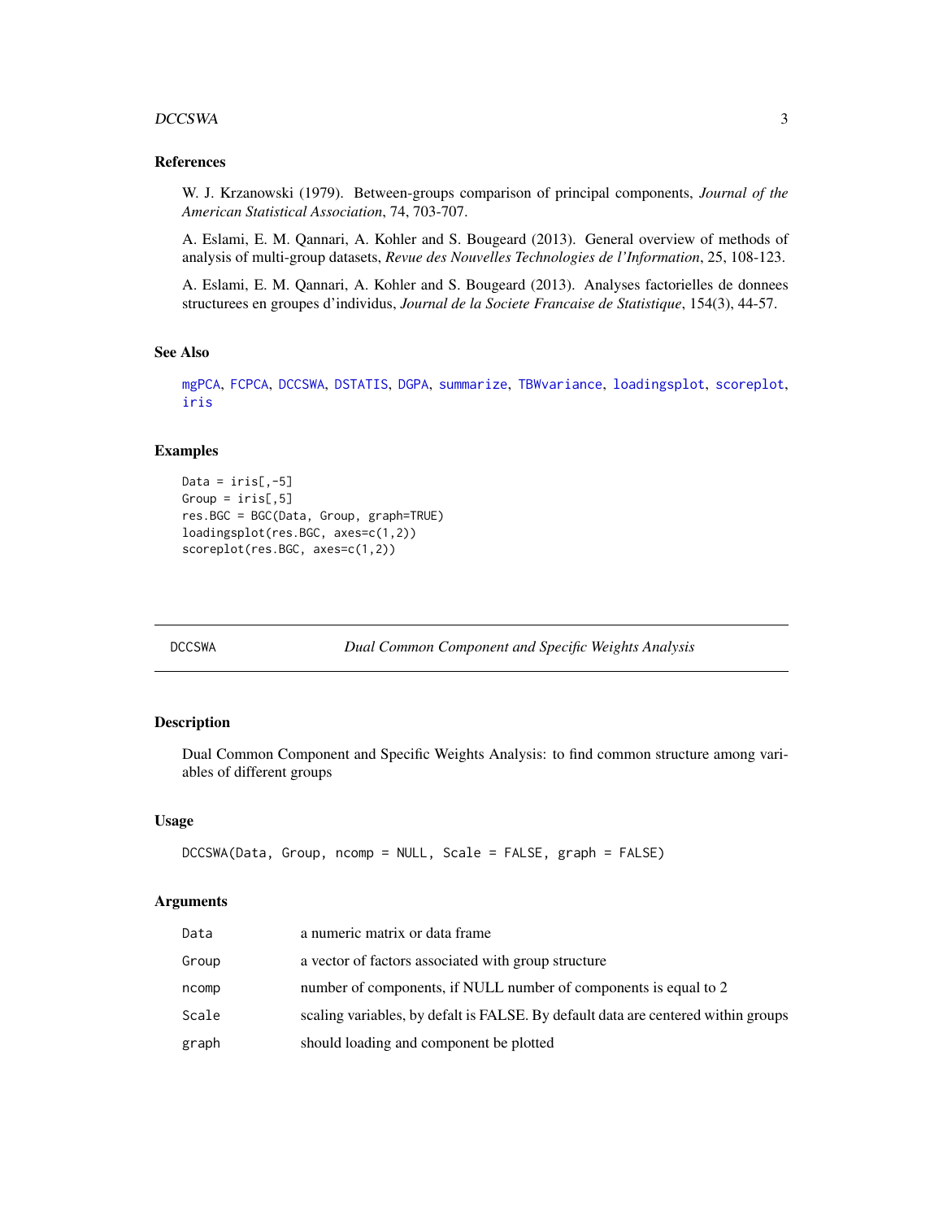### References

W. J. Krzanowski (1979). Between-groups comparison of principal components, *Journal of the American Statistical Association*, 74, 703-707.

A. Eslami, E. M. Qannari, A. Kohler and S. Bougeard (2013). General overview of methods of analysis of multi-group datasets, *Revue des Nouvelles Technologies de l'Information*, 25, 108-123.

A. Eslami, E. M. Qannari, A. Kohler and S. Bougeard (2013). Analyses factorielles de donnees structurees en groupes d'individus, *Journal de la Societe Francaise de Statistique*, 154(3), 44-57.

### See Also

mgPCA, FCPCA, DCCSWA, DSTATIS, DGPA, summarize, TBWvariance, loadingsplot, scoreplot, iris

### Examples

```
Data = iris[,-5]
Group = iris[,5]
res.BGC = BGC(Data, Group, graph=TRUE)
loadingsplot(res.BGC, axes=c(1,2))
scoreplot(res.BGC, axes=c(1,2))
```

---

## DCCSWA — *Dual Common Component and Specific Weights Analysis*

### Description

Dual Common Component and Specific Weights Analysis: to find common structure among variables of different groups

### Usage

```
DCCSWA(Data, Group, ncomp = NULL, Scale = FALSE, graph = FALSE)
```

### Arguments

| Argument | Description |
|---|---|
| Data | a numeric matrix or data frame |
| Group | a vector of factors associated with group structure |
| ncomp | number of components, if NULL number of components is equal to 2 |
| Scale | scaling variables, by defalt is FALSE. By default data are centered within groups |
| graph | should loading and component be plotted |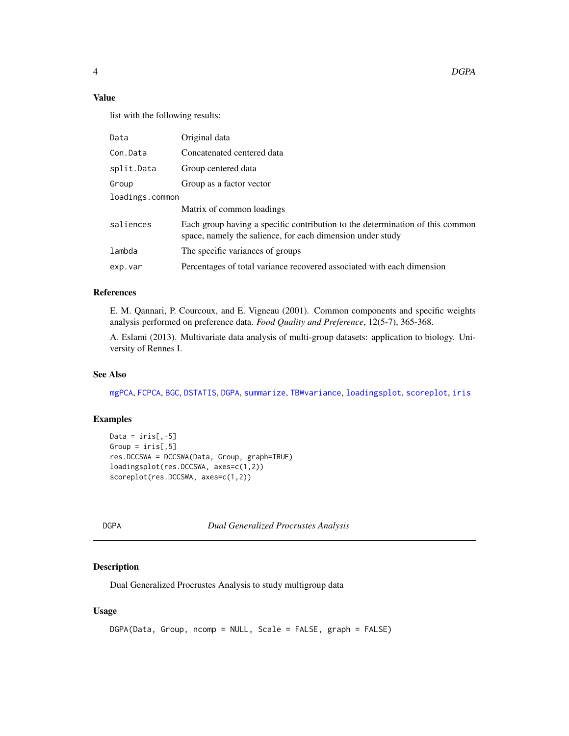### Value

list with the following results:

| | |
|---|---|
| `Data` | Original data |
| `Con.Data` | Concatenated centered data |
| `split.Data` | Group centered data |
| `Group` | Group as a factor vector |
| `loadings.common` | Matrix of common loadings |
| `saliences` | Each group having a specific contribution to the determination of this common space, namely the salience, for each dimension under study |
| `lambda` | The specific variances of groups |
| `exp.var` | Percentages of total variance recovered associated with each dimension |

### References

E. M. Qannari, P. Courcoux, and E. Vigneau (2001). Common components and specific weights analysis performed on preference data. *Food Quality and Preference*, 12(5-7), 365-368.

A. Eslami (2013). Multivariate data analysis of multi-group datasets: application to biology. University of Rennes I.

### See Also

`mgPCA`, `FCPCA`, `BGC`, `DSTATIS`, `DGPA`, `summarize`, `TBWvariance`, `loadingsplot`, `scoreplot`, `iris`

### Examples

```
Data = iris[,-5]
Group = iris[,5]
res.DCCSWA = DCCSWA(Data, Group, graph=TRUE)
loadingsplot(res.DCCSWA, axes=c(1,2))
scoreplot(res.DCCSWA, axes=c(1,2))
```

---

## DGPA — *Dual Generalized Procrustes Analysis*

---

### Description

Dual Generalized Procrustes Analysis to study multigroup data

### Usage

```
DGPA(Data, Group, ncomp = NULL, Scale = FALSE, graph = FALSE)
```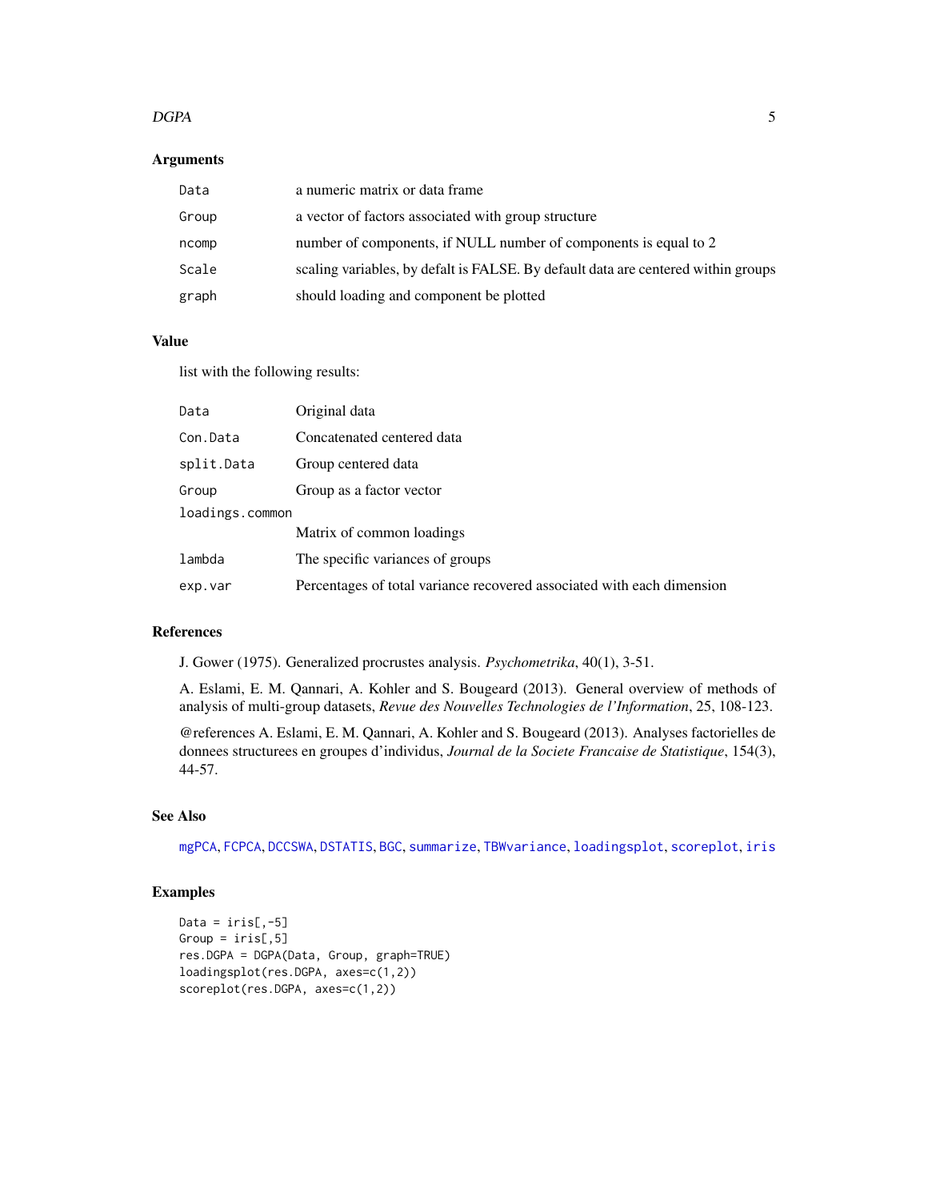### Arguments

| | |
|---|---|
| `Data` | a numeric matrix or data frame |
| `Group` | a vector of factors associated with group structure |
| `ncomp` | number of components, if NULL number of components is equal to 2 |
| `Scale` | scaling variables, by defalt is FALSE. By default data are centered within groups |
| `graph` | should loading and component be plotted |

### Value

list with the following results:

| | |
|---|---|
| `Data` | Original data |
| `Con.Data` | Concatenated centered data |
| `split.Data` | Group centered data |
| `Group` | Group as a factor vector |
| `loadings.common` | Matrix of common loadings |
| `lambda` | The specific variances of groups |
| `exp.var` | Percentages of total variance recovered associated with each dimension |

### References

J. Gower (1975). Generalized procrustes analysis. *Psychometrika*, 40(1), 3-51.

A. Eslami, E. M. Qannari, A. Kohler and S. Bougeard (2013). General overview of methods of analysis of multi-group datasets, *Revue des Nouvelles Technologies de l'Information*, 25, 108-123.

@references A. Eslami, E. M. Qannari, A. Kohler and S. Bougeard (2013). Analyses factorielles de donnees structurees en groupes d'individus, *Journal de la Societe Francaise de Statistique*, 154(3), 44-57.

### See Also

`mgPCA`, `FCPCA`, `DCCSWA`, `DSTATIS`, `BGC`, `summarize`, `TBWvariance`, `loadingsplot`, `scoreplot`, `iris`

### Examples

```
Data = iris[,-5]
Group = iris[,5]
res.DGPA = DGPA(Data, Group, graph=TRUE)
loadingsplot(res.DGPA, axes=c(1,2))
scoreplot(res.DGPA, axes=c(1,2))
```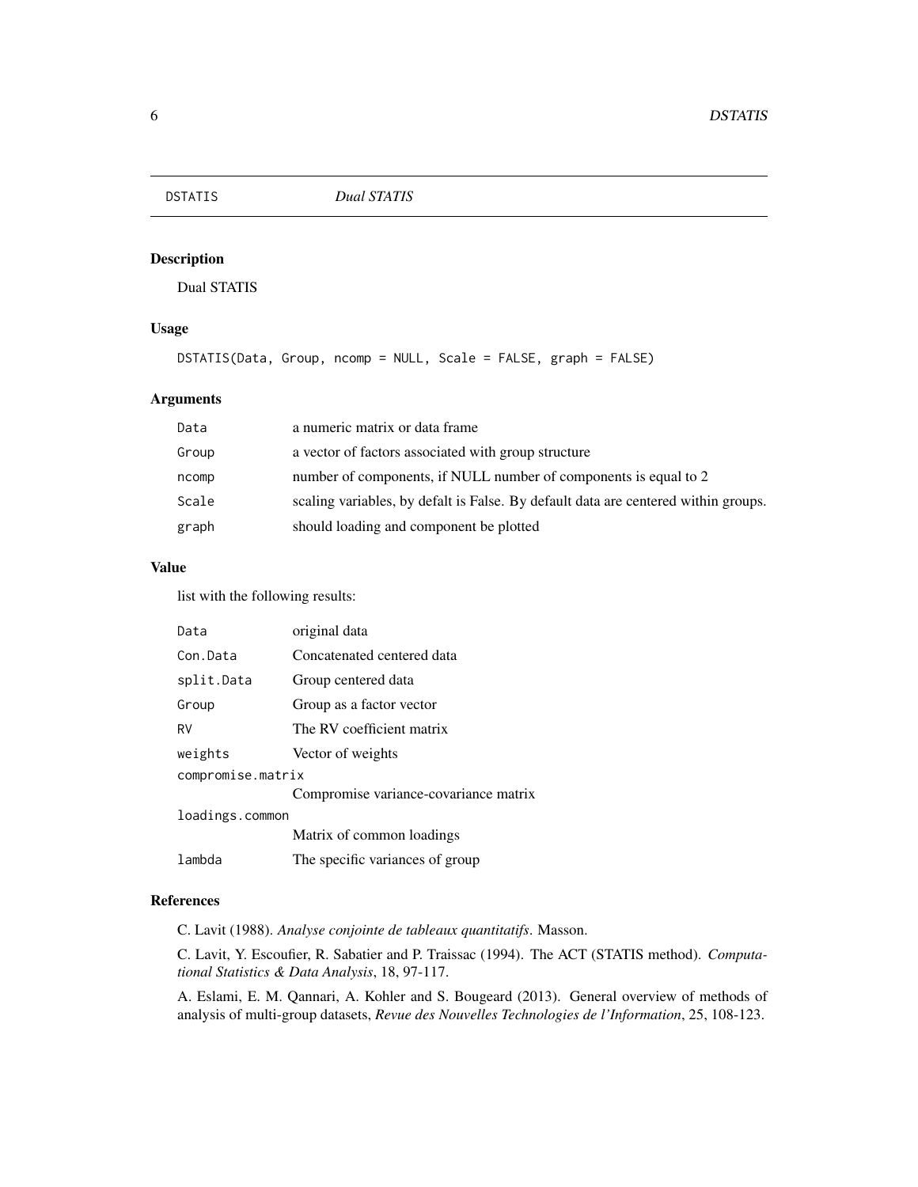## DSTATIS *Dual STATIS*

### Description

Dual STATIS

### Usage

```
DSTATIS(Data, Group, ncomp = NULL, Scale = FALSE, graph = FALSE)
```

### Arguments

| | |
|---|---|
| Data | a numeric matrix or data frame |
| Group | a vector of factors associated with group structure |
| ncomp | number of components, if NULL number of components is equal to 2 |
| Scale | scaling variables, by defalt is False. By default data are centered within groups. |
| graph | should loading and component be plotted |

### Value

list with the following results:

| | |
|---|---|
| Data | original data |
| Con.Data | Concatenated centered data |
| split.Data | Group centered data |
| Group | Group as a factor vector |
| RV | The RV coefficient matrix |
| weights | Vector of weights |
| compromise.matrix | Compromise variance-covariance matrix |
| loadings.common | Matrix of common loadings |
| lambda | The specific variances of group |

### References

C. Lavit (1988). *Analyse conjointe de tableaux quantitatifs*. Masson.

C. Lavit, Y. Escoufier, R. Sabatier and P. Traissac (1994). The ACT (STATIS method). *Computational Statistics & Data Analysis*, 18, 97-117.

A. Eslami, E. M. Qannari, A. Kohler and S. Bougeard (2013). General overview of methods of analysis of multi-group datasets, *Revue des Nouvelles Technologies de l'Information*, 25, 108-123.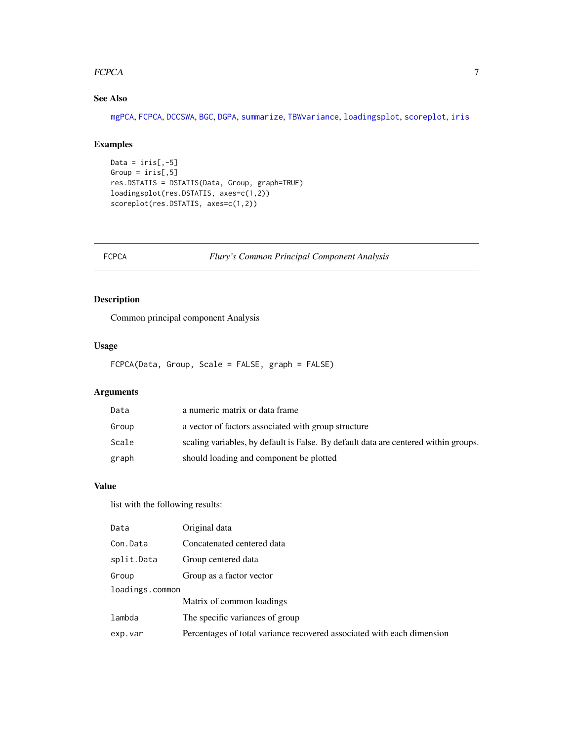### See Also

mgPCA, FCPCA, DCCSWA, BGC, DGPA, summarize, TBWvariance, loadingsplot, scoreplot, iris

### Examples

```
Data = iris[,-5]
Group = iris[,5]
res.DSTATIS = DSTATIS(Data, Group, graph=TRUE)
loadingsplot(res.DSTATIS, axes=c(1,2))
scoreplot(res.DSTATIS, axes=c(1,2))
```

---

## FCPCA *Flury's Common Principal Component Analysis*

---

### Description

Common principal component Analysis

### Usage

```
FCPCA(Data, Group, Scale = FALSE, graph = FALSE)
```

### Arguments

| | |
|---|---|
| Data | a numeric matrix or data frame |
| Group | a vector of factors associated with group structure |
| Scale | scaling variables, by default is False. By default data are centered within groups. |
| graph | should loading and component be plotted |

### Value

list with the following results:

| | |
|---|---|
| Data | Original data |
| Con.Data | Concatenated centered data |
| split.Data | Group centered data |
| Group | Group as a factor vector |
| loadings.common | Matrix of common loadings |
| lambda | The specific variances of group |
| exp.var | Percentages of total variance recovered associated with each dimension |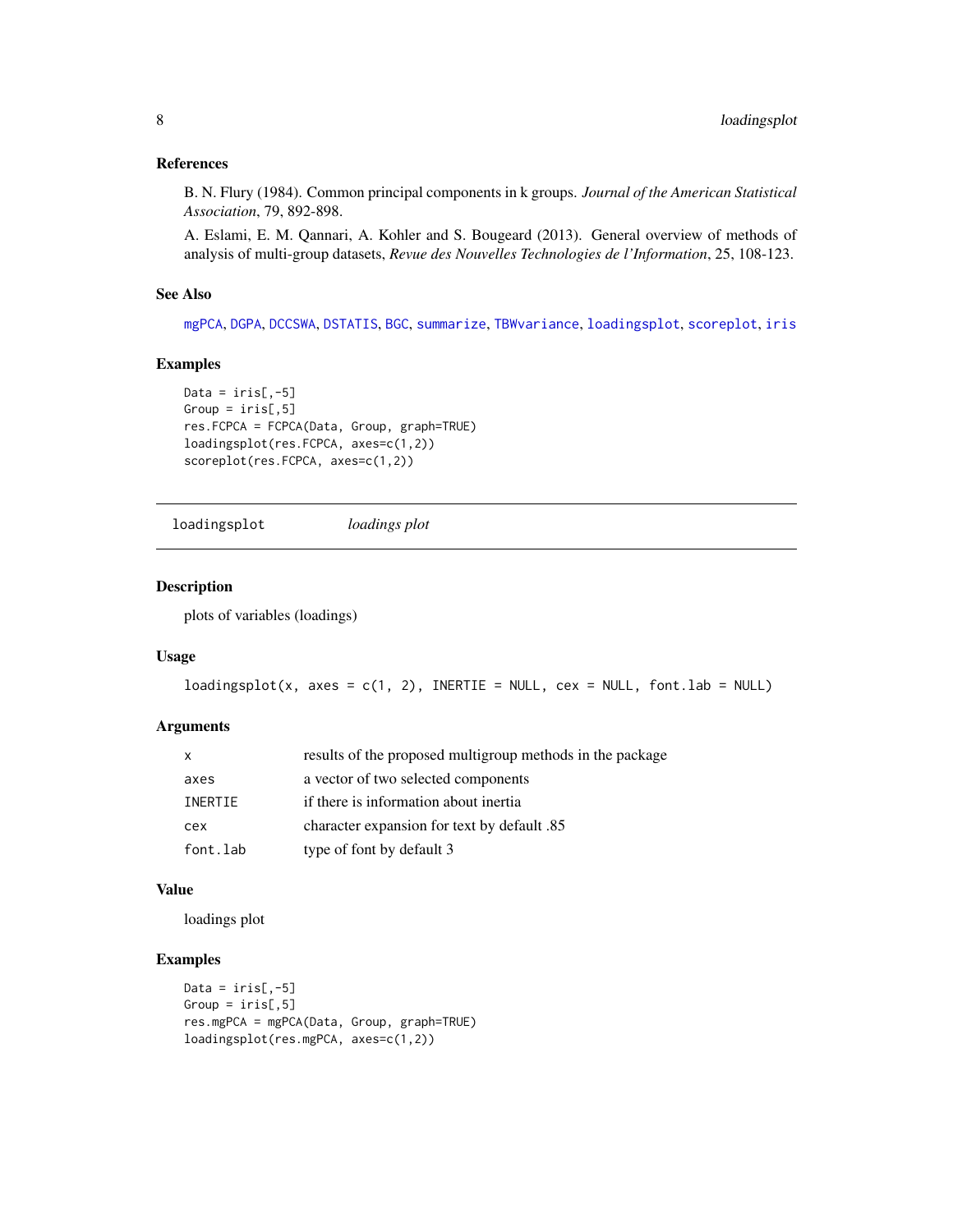### References

B. N. Flury (1984). Common principal components in k groups. *Journal of the American Statistical Association*, 79, 892-898.

A. Eslami, E. M. Qannari, A. Kohler and S. Bougeard (2013). General overview of methods of analysis of multi-group datasets, *Revue des Nouvelles Technologies de l'Information*, 25, 108-123.

### See Also

mgPCA, DGPA, DCCSWA, DSTATIS, BGC, summarize, TBWvariance, loadingsplot, scoreplot, iris

### Examples

```
Data = iris[,-5]
Group = iris[,5]
res.FCPCA = FCPCA(Data, Group, graph=TRUE)
loadingsplot(res.FCPCA, axes=c(1,2))
scoreplot(res.FCPCA, axes=c(1,2))
```

---

## loadingsplot *loadings plot*

---

### Description

plots of variables (loadings)

### Usage

```
loadingsplot(x, axes = c(1, 2), INERTIE = NULL, cex = NULL, font.lab = NULL)
```

### Arguments

| | |
|---|---|
| x | results of the proposed multigroup methods in the package |
| axes | a vector of two selected components |
| INERTIE | if there is information about inertia |
| cex | character expansion for text by default .85 |
| font.lab | type of font by default 3 |

### Value

loadings plot

### Examples

```
Data = iris[,-5]
Group = iris[,5]
res.mgPCA = mgPCA(Data, Group, graph=TRUE)
loadingsplot(res.mgPCA, axes=c(1,2))
```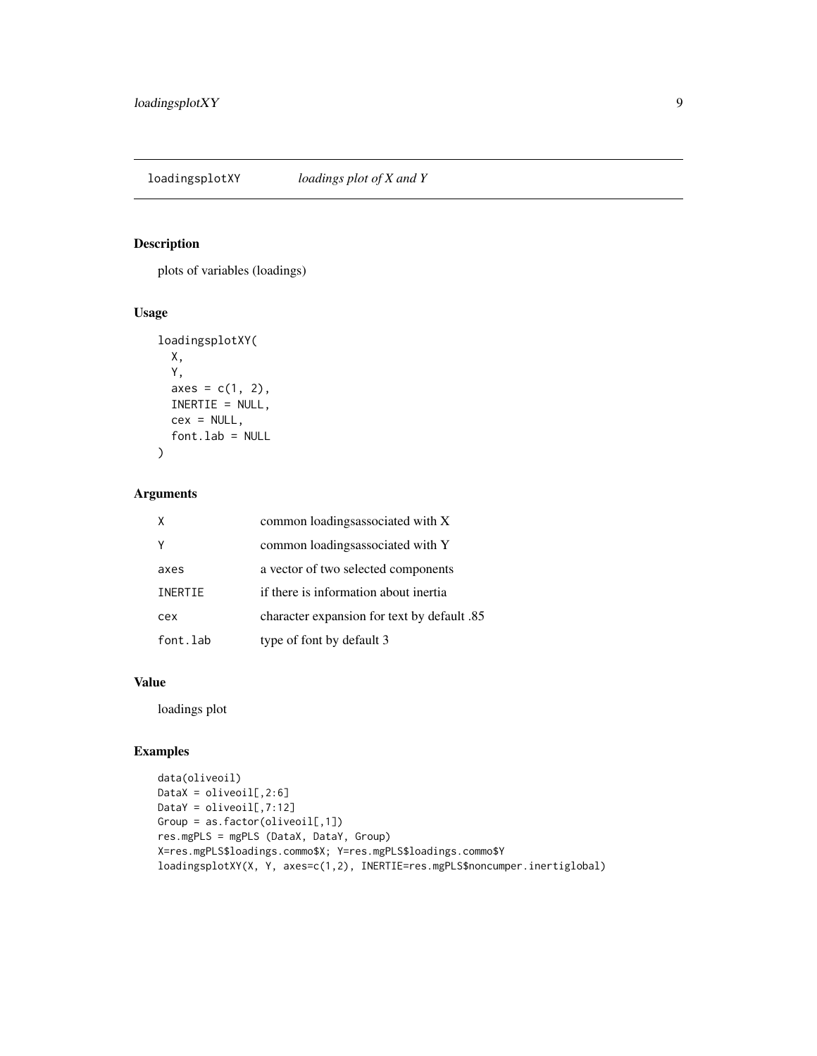## loadingsplotXY *loadings plot of X and Y*

### Description

plots of variables (loadings)

### Usage

```
loadingsplotXY(
  X,
  Y,
  axes = c(1, 2),
  INERTIE = NULL,
  cex = NULL,
  font.lab = NULL
)
```

### Arguments

| | |
|---|---|
| X | common loadingsassociated with X |
| Y | common loadingsassociated with Y |
| axes | a vector of two selected components |
| INERTIE | if there is information about inertia |
| cex | character expansion for text by default .85 |
| font.lab | type of font by default 3 |

### Value

loadings plot

### Examples

```
data(oliveoil)
DataX = oliveoil[,2:6]
DataY = oliveoil[,7:12]
Group = as.factor(oliveoil[,1])
res.mgPLS = mgPLS (DataX, DataY, Group)
X=res.mgPLS$loadings.commo$X; Y=res.mgPLS$loadings.commo$Y
loadingsplotXY(X, Y, axes=c(1,2), INERTIE=res.mgPLS$noncumper.inertiglobal)
```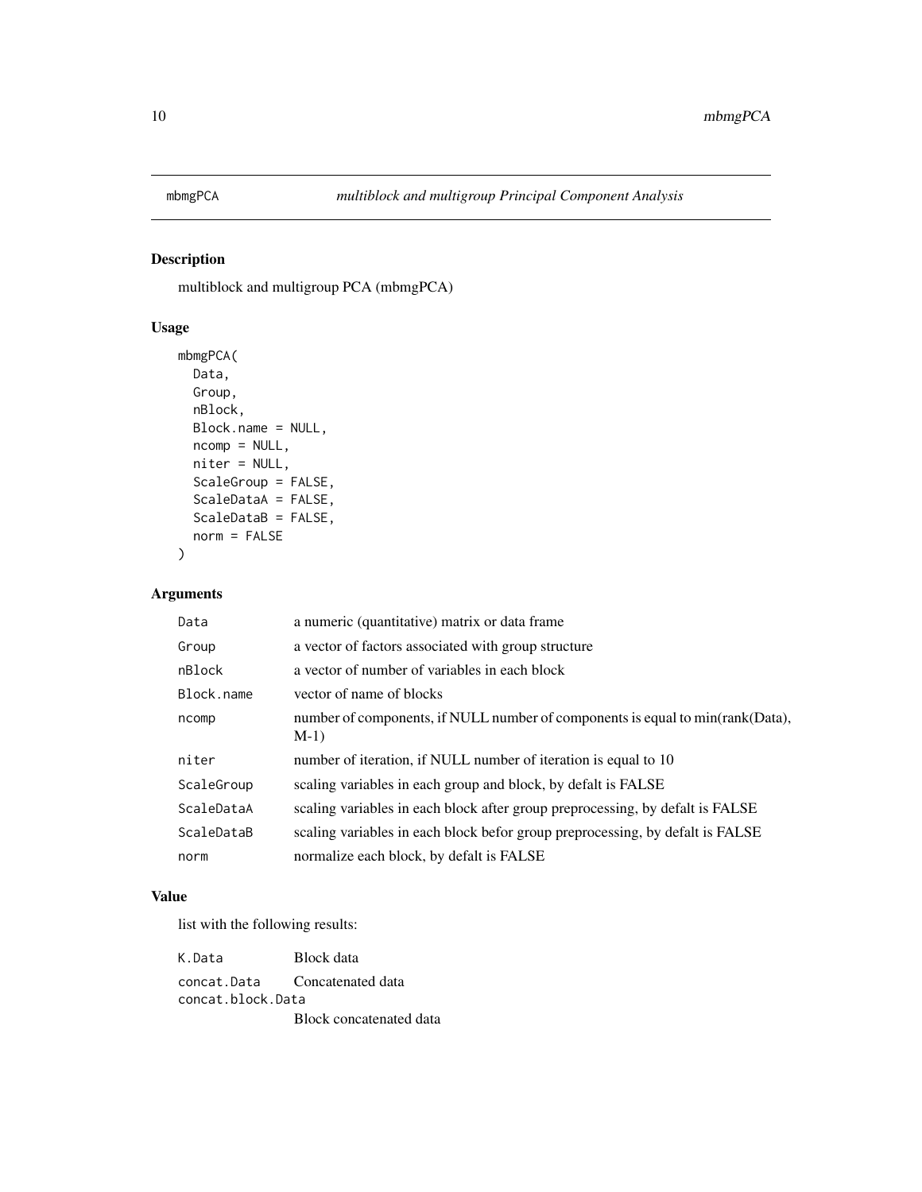## mbmgPCA — *multiblock and multigroup Principal Component Analysis*

### Description

multiblock and multigroup PCA (mbmgPCA)

### Usage

```
mbmgPCA(
  Data,
  Group,
  nBlock,
  Block.name = NULL,
  ncomp = NULL,
  niter = NULL,
  ScaleGroup = FALSE,
  ScaleDataA = FALSE,
  ScaleDataB = FALSE,
  norm = FALSE
)
```

### Arguments

| | |
|---|---|
| `Data` | a numeric (quantitative) matrix or data frame |
| `Group` | a vector of factors associated with group structure |
| `nBlock` | a vector of number of variables in each block |
| `Block.name` | vector of name of blocks |
| `ncomp` | number of components, if NULL number of components is equal to min(rank(Data), M-1) |
| `niter` | number of iteration, if NULL number of iteration is equal to 10 |
| `ScaleGroup` | scaling variables in each group and block, by defalt is FALSE |
| `ScaleDataA` | scaling variables in each block after group preprocessing, by defalt is FALSE |
| `ScaleDataB` | scaling variables in each block befor group preprocessing, by defalt is FALSE |
| `norm` | normalize each block, by defalt is FALSE |

### Value

list with the following results:

| | |
|---|---|
| `K.Data` | Block data |
| `concat.Data` | Concatenated data |
| `concat.block.Data` | Block concatenated data |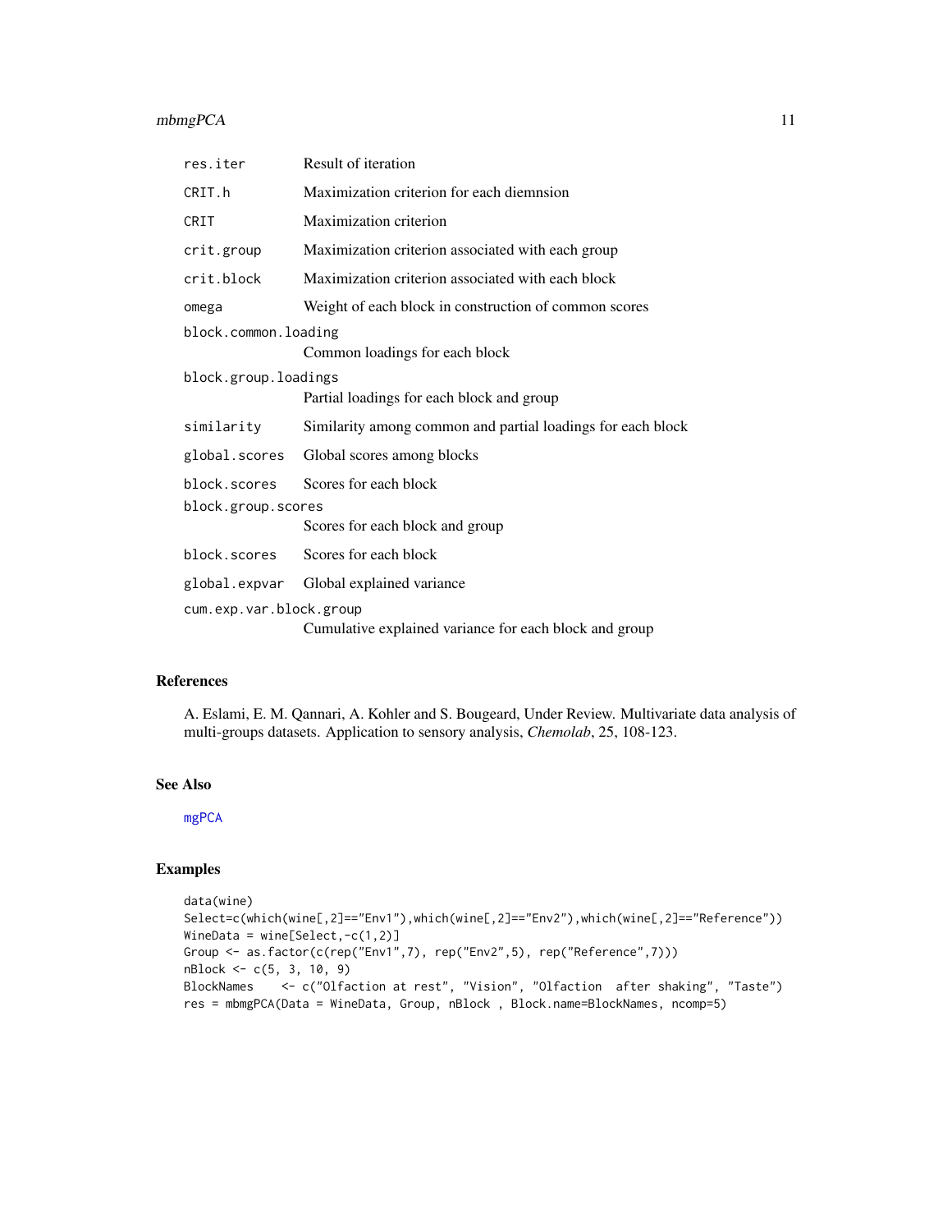| | |
|---|---|
| `res.iter` | Result of iteration |
| `CRIT.h` | Maximization criterion for each diemnsion |
| `CRIT` | Maximization criterion |
| `crit.group` | Maximization criterion associated with each group |
| `crit.block` | Maximization criterion associated with each block |
| `omega` | Weight of each block in construction of common scores |
| `block.common.loading` | Common loadings for each block |
| `block.group.loadings` | Partial loadings for each block and group |
| `similarity` | Similarity among common and partial loadings for each block |
| `global.scores` | Global scores among blocks |
| `block.scores` | Scores for each block |
| `block.group.scores` | Scores for each block and group |
| `block.scores` | Scores for each block |
| `global.expvar` | Global explained variance |
| `cum.exp.var.block.group` | Cumulative explained variance for each block and group |

## References

A. Eslami, E. M. Qannari, A. Kohler and S. Bougeard, Under Review. Multivariate data analysis of multi-groups datasets. Application to sensory analysis, *Chemolab*, 25, 108-123.

## See Also

mgPCA

## Examples

```
data(wine)
Select=c(which(wine[,2]=="Env1"),which(wine[,2]=="Env2"),which(wine[,2]=="Reference"))
WineData = wine[Select,-c(1,2)]
Group <- as.factor(c(rep("Env1",7), rep("Env2",5), rep("Reference",7)))
nBlock <- c(5, 3, 10, 9)
BlockNames    <- c("Olfaction at rest", "Vision", "Olfaction  after shaking", "Taste")
res = mbmgPCA(Data = WineData, Group, nBlock , Block.name=BlockNames, ncomp=5)
```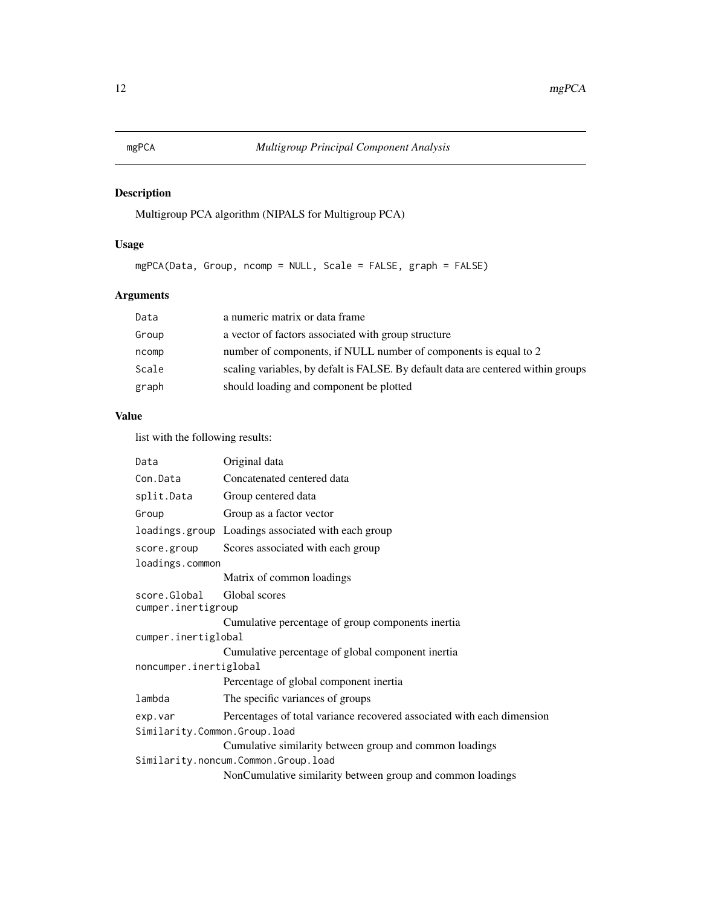## mgPCA — *Multigroup Principal Component Analysis*

### Description

Multigroup PCA algorithm (NIPALS for Multigroup PCA)

### Usage

```
mgPCA(Data, Group, ncomp = NULL, Scale = FALSE, graph = FALSE)
```

### Arguments

| | |
|---|---|
| Data | a numeric matrix or data frame |
| Group | a vector of factors associated with group structure |
| ncomp | number of components, if NULL number of components is equal to 2 |
| Scale | scaling variables, by defalt is FALSE. By default data are centered within groups |
| graph | should loading and component be plotted |

### Value

list with the following results:

| | |
|---|---|
| Data | Original data |
| Con.Data | Concatenated centered data |
| split.Data | Group centered data |
| Group | Group as a factor vector |
| loadings.group | Loadings associated with each group |
| score.group | Scores associated with each group |
| loadings.common | Matrix of common loadings |
| score.Global | Global scores |
| cumper.inertigroup | Cumulative percentage of group components inertia |
| cumper.inertiglobal | Cumulative percentage of global component inertia |
| noncumper.inertiglobal | Percentage of global component inertia |
| lambda | The specific variances of groups |
| exp.var | Percentages of total variance recovered associated with each dimension |
| Similarity.Common.Group.load | Cumulative similarity between group and common loadings |
| Similarity.noncum.Common.Group.load | NonCumulative similarity between group and common loadings |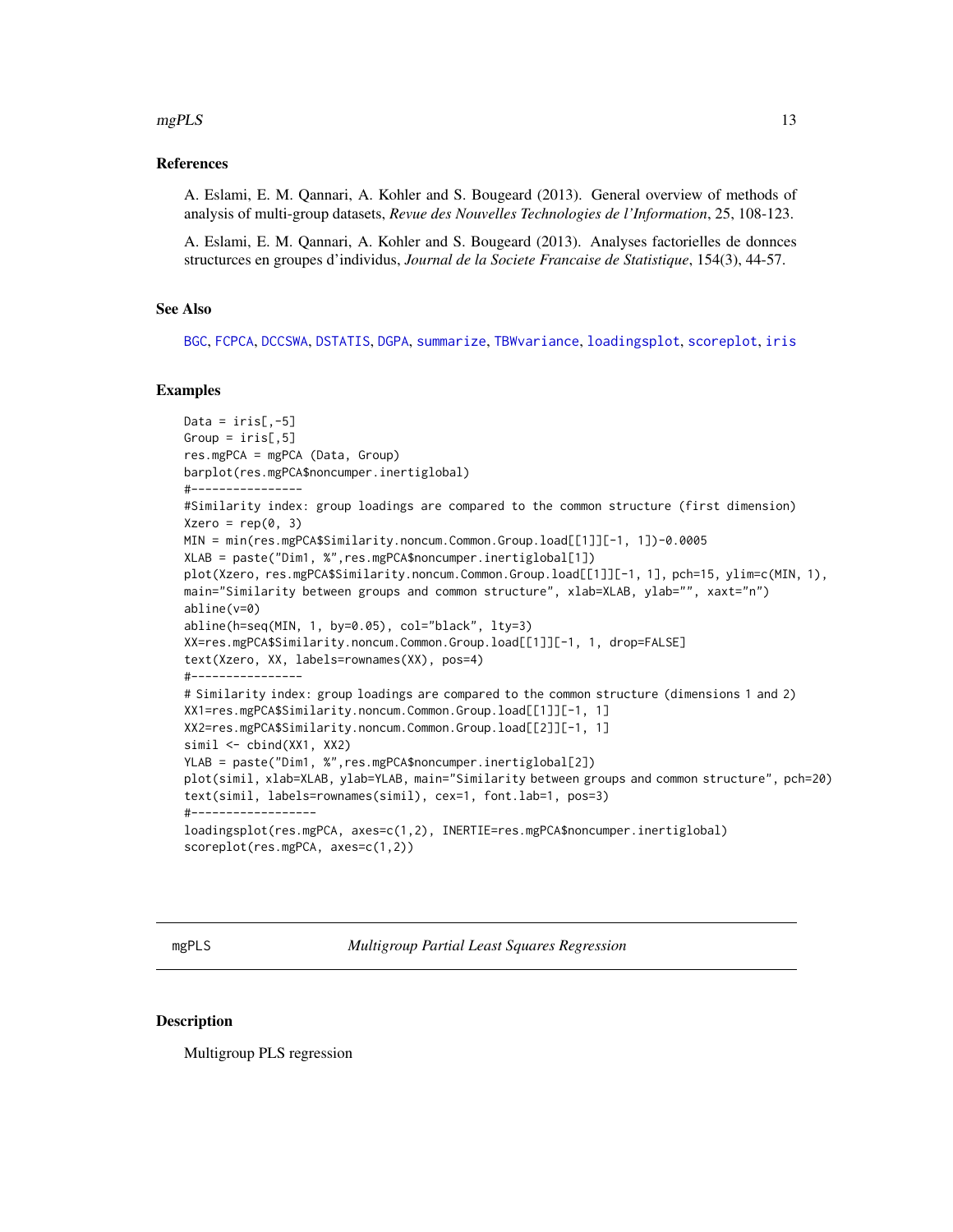### References

A. Eslami, E. M. Qannari, A. Kohler and S. Bougeard (2013). General overview of methods of analysis of multi-group datasets, *Revue des Nouvelles Technologies de l'Information*, 25, 108-123.

A. Eslami, E. M. Qannari, A. Kohler and S. Bougeard (2013). Analyses factorielles de donnces structurces en groupes d'individus, *Journal de la Societe Francaise de Statistique*, 154(3), 44-57.

### See Also

BGC, FCPCA, DCCSWA, DSTATIS, DGPA, summarize, TBWvariance, loadingsplot, scoreplot, iris

### Examples

```
Data = iris[,-5]
Group = iris[,5]
res.mgPCA = mgPCA (Data, Group)
barplot(res.mgPCA$noncumper.inertiglobal)
#----------------
#Similarity index: group loadings are compared to the common structure (first dimension)
Xzero = rep(0, 3)
MIN = min(res.mgPCA$Similarity.noncum.Common.Group.load[[1]][-1, 1])-0.0005
XLAB = paste("Dim1, %",res.mgPCA$noncumper.inertiglobal[1])
plot(Xzero, res.mgPCA$Similarity.noncum.Common.Group.load[[1]][-1, 1], pch=15, ylim=c(MIN, 1),
main="Similarity between groups and common structure", xlab=XLAB, ylab="", xaxt="n")
abline(v=0)
abline(h=seq(MIN, 1, by=0.05), col="black", lty=3)
XX=res.mgPCA$Similarity.noncum.Common.Group.load[[1]][-1, 1, drop=FALSE]
text(Xzero, XX, labels=rownames(XX), pos=4)
#----------------
# Similarity index: group loadings are compared to the common structure (dimensions 1 and 2)
XX1=res.mgPCA$Similarity.noncum.Common.Group.load[[1]][-1, 1]
XX2=res.mgPCA$Similarity.noncum.Common.Group.load[[2]][-1, 1]
simil <- cbind(XX1, XX2)
YLAB = paste("Dim1, %",res.mgPCA$noncumper.inertiglobal[2])
plot(simil, xlab=XLAB, ylab=YLAB, main="Similarity between groups and common structure", pch=20)
text(simil, labels=rownames(simil), cex=1, font.lab=1, pos=3)
#------------------
loadingsplot(res.mgPCA, axes=c(1,2), INERTIE=res.mgPCA$noncumper.inertiglobal)
scoreplot(res.mgPCA, axes=c(1,2))
```

---

## mgPLS — *Multigroup Partial Least Squares Regression*

### Description

Multigroup PLS regression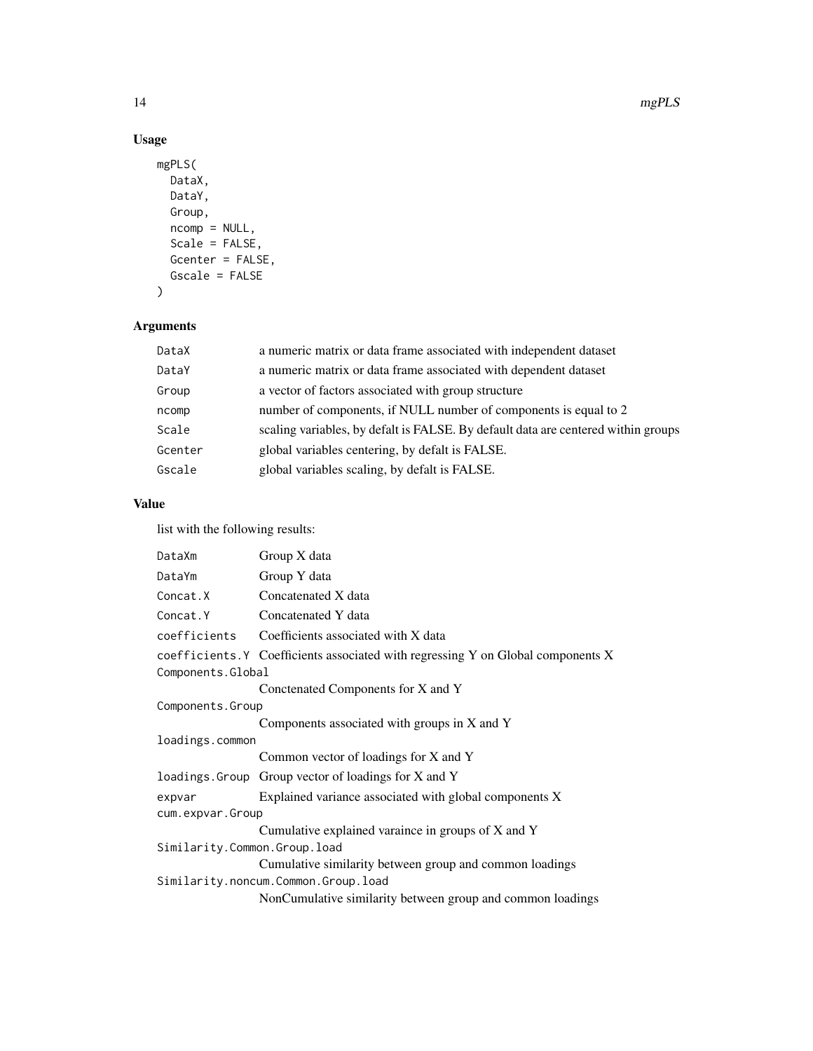## Usage

```
mgPLS(
  DataX,
  DataY,
  Group,
  ncomp = NULL,
  Scale = FALSE,
  Gcenter = FALSE,
  Gscale = FALSE
)
```

## Arguments

| | |
|---|---|
| DataX | a numeric matrix or data frame associated with independent dataset |
| DataY | a numeric matrix or data frame associated with dependent dataset |
| Group | a vector of factors associated with group structure |
| ncomp | number of components, if NULL number of components is equal to 2 |
| Scale | scaling variables, by defalt is FALSE. By default data are centered within groups |
| Gcenter | global variables centering, by defalt is FALSE. |
| Gscale | global variables scaling, by defalt is FALSE. |

## Value

list with the following results:

| | |
|---|---|
| DataXm | Group X data |
| DataYm | Group Y data |
| Concat.X | Concatenated X data |
| Concat.Y | Concatenated Y data |
| coefficients | Coefficients associated with X data |
| coefficients.Y | Coefficients associated with regressing Y on Global components X |
| Components.Global | Conctenated Components for X and Y |
| Components.Group | Components associated with groups in X and Y |
| loadings.common | Common vector of loadings for X and Y |
| loadings.Group | Group vector of loadings for X and Y |
| expvar | Explained variance associated with global components X |
| cum.expvar.Group | Cumulative explained varaince in groups of X and Y |
| Similarity.Common.Group.load | Cumulative similarity between group and common loadings |
| Similarity.noncum.Common.Group.load | NonCumulative similarity between group and common loadings |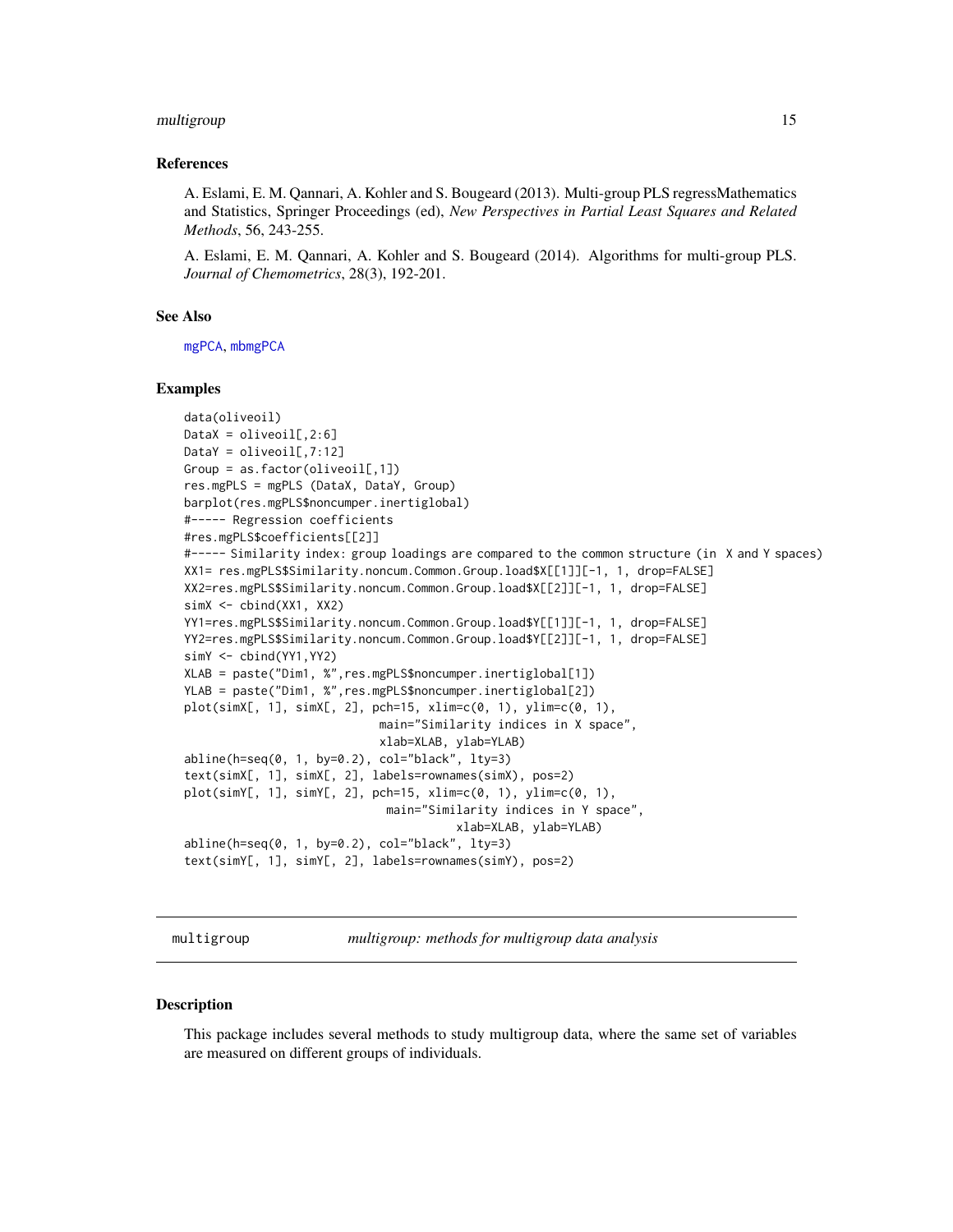### References

A. Eslami, E. M. Qannari, A. Kohler and S. Bougeard (2013). Multi-group PLS regressMathematics and Statistics, Springer Proceedings (ed), *New Perspectives in Partial Least Squares and Related Methods*, 56, 243-255.

A. Eslami, E. M. Qannari, A. Kohler and S. Bougeard (2014). Algorithms for multi-group PLS. *Journal of Chemometrics*, 28(3), 192-201.

### See Also

mgPCA, mbmgPCA

### Examples

```
data(oliveoil)
DataX = oliveoil[,2:6]
DataY = oliveoil[,7:12]
Group = as.factor(oliveoil[,1])
res.mgPLS = mgPLS (DataX, DataY, Group)
barplot(res.mgPLS$noncumper.inertiglobal)
#----- Regression coefficients
#res.mgPLS$coefficients[[2]]
#----- Similarity index: group loadings are compared to the common structure (in  X and Y spaces)
XX1= res.mgPLS$Similarity.noncum.Common.Group.load$X[[1]][-1, 1, drop=FALSE]
XX2=res.mgPLS$Similarity.noncum.Common.Group.load$X[[2]][-1, 1, drop=FALSE]
simX <- cbind(XX1, XX2)
YY1=res.mgPLS$Similarity.noncum.Common.Group.load$Y[[1]][-1, 1, drop=FALSE]
YY2=res.mgPLS$Similarity.noncum.Common.Group.load$Y[[2]][-1, 1, drop=FALSE]
simY <- cbind(YY1,YY2)
XLAB = paste("Dim1, %",res.mgPLS$noncumper.inertiglobal[1])
YLAB = paste("Dim1, %",res.mgPLS$noncumper.inertiglobal[2])
plot(simX[, 1], simX[, 2], pch=15, xlim=c(0, 1), ylim=c(0, 1),
                           main="Similarity indices in X space",
                           xlab=XLAB, ylab=YLAB)
abline(h=seq(0, 1, by=0.2), col="black", lty=3)
text(simX[, 1], simX[, 2], labels=rownames(simX), pos=2)
plot(simY[, 1], simY[, 2], pch=15, xlim=c(0, 1), ylim=c(0, 1),
                            main="Similarity indices in Y space",
                                      xlab=XLAB, ylab=YLAB)
abline(h=seq(0, 1, by=0.2), col="black", lty=3)
text(simY[, 1], simY[, 2], labels=rownames(simY), pos=2)
```

---

## multigroup — *multigroup: methods for multigroup data analysis*

---

### Description

This package includes several methods to study multigroup data, where the same set of variables are measured on different groups of individuals.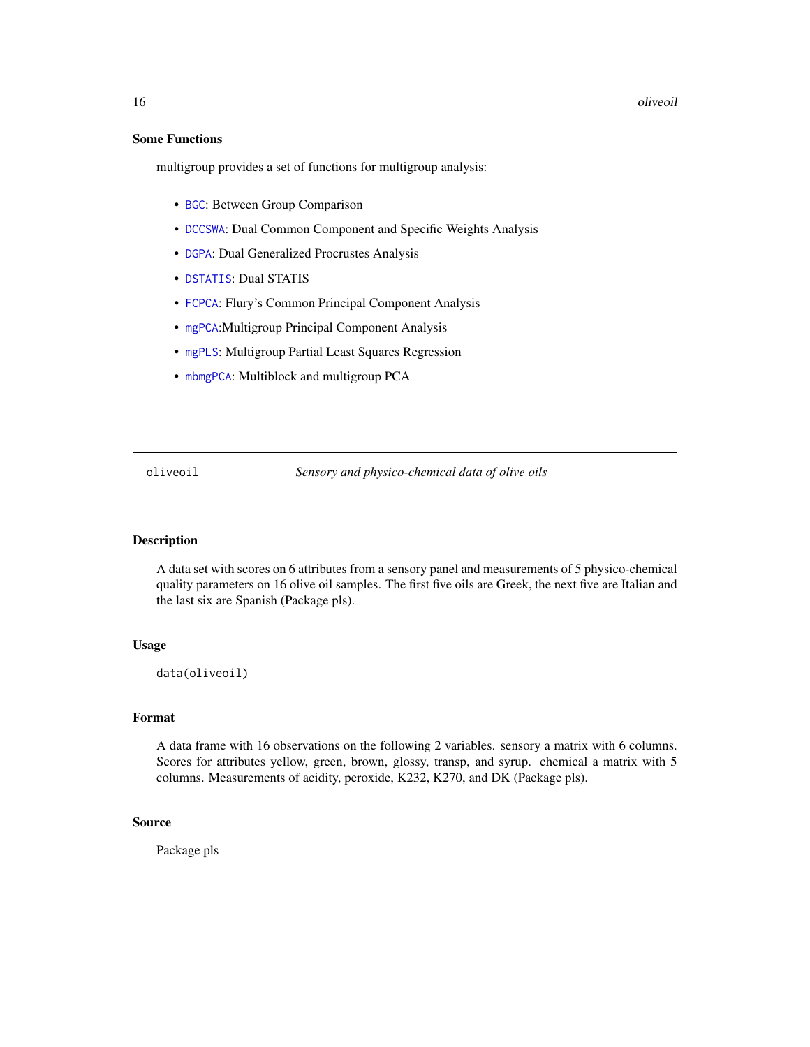### Some Functions

multigroup provides a set of functions for multigroup analysis:

- `BGC`: Between Group Comparison
- `DCCSWA`: Dual Common Component and Specific Weights Analysis
- `DGPA`: Dual Generalized Procrustes Analysis
- `DSTATIS`: Dual STATIS
- `FCPCA`: Flury's Common Principal Component Analysis
- `mgPCA`:Multigroup Principal Component Analysis
- `mgPLS`: Multigroup Partial Least Squares Regression
- `mbmgPCA`: Multiblock and multigroup PCA

---

## oliveoil — *Sensory and physico-chemical data of olive oils*

### Description

A data set with scores on 6 attributes from a sensory panel and measurements of 5 physico-chemical quality parameters on 16 olive oil samples. The first five oils are Greek, the next five are Italian and the last six are Spanish (Package pls).

### Usage

```
data(oliveoil)
```

### Format

A data frame with 16 observations on the following 2 variables. sensory a matrix with 6 columns. Scores for attributes yellow, green, brown, glossy, transp, and syrup. chemical a matrix with 5 columns. Measurements of acidity, peroxide, K232, K270, and DK (Package pls).

### Source

Package pls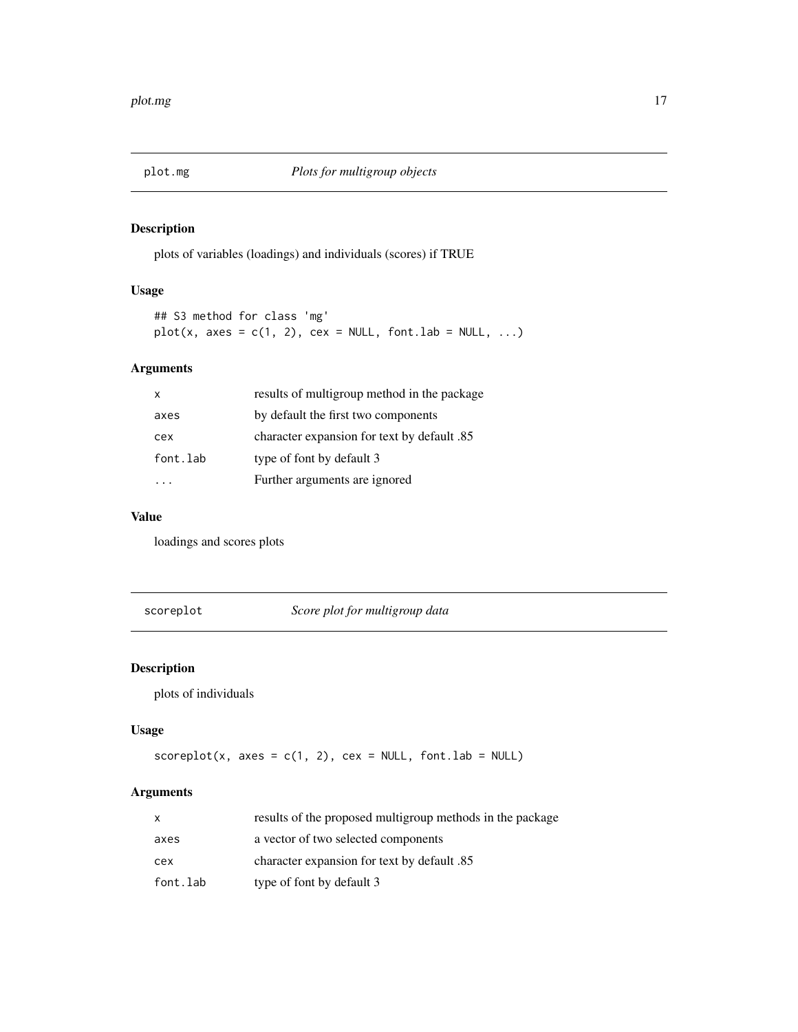## plot.mg    *Plots for multigroup objects*

### Description

plots of variables (loadings) and individuals (scores) if TRUE

### Usage

```
## S3 method for class 'mg'
plot(x, axes = c(1, 2), cex = NULL, font.lab = NULL, ...)
```

### Arguments

| | |
|---|---|
| x | results of multigroup method in the package |
| axes | by default the first two components |
| cex | character expansion for text by default .85 |
| font.lab | type of font by default 3 |
| ... | Further arguments are ignored |

### Value

loadings and scores plots

## scoreplot    *Score plot for multigroup data*

### Description

plots of individuals

### Usage

```
scoreplot(x, axes = c(1, 2), cex = NULL, font.lab = NULL)
```

### Arguments

| | |
|---|---|
| x | results of the proposed multigroup methods in the package |
| axes | a vector of two selected components |
| cex | character expansion for text by default .85 |
| font.lab | type of font by default 3 |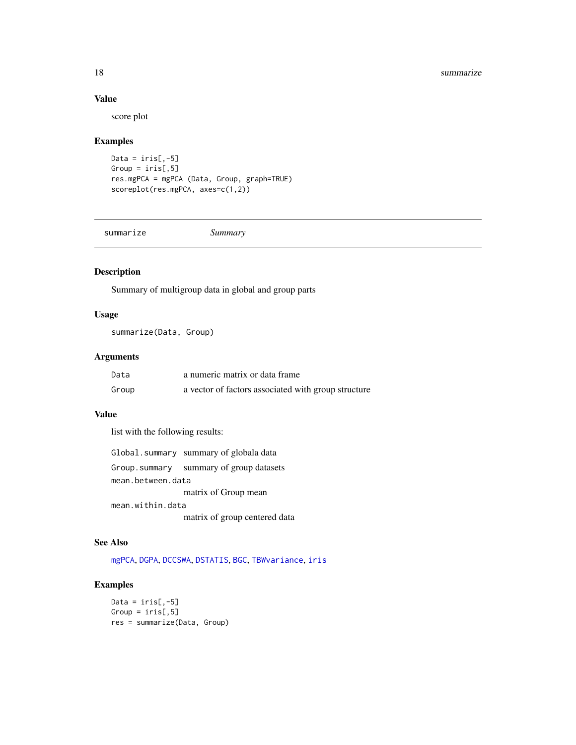### Value

score plot

### Examples

```
Data = iris[,-5]
Group = iris[,5]
res.mgPCA = mgPCA (Data, Group, graph=TRUE)
scoreplot(res.mgPCA, axes=c(1,2))
```

---

## summarize *Summary*

---

### Description

Summary of multigroup data in global and group parts

### Usage

```
summarize(Data, Group)
```

### Arguments

| | |
|---|---|
| `Data` | a numeric matrix or data frame |
| `Group` | a vector of factors associated with group structure |

### Value

list with the following results:

| | |
|---|---|
| `Global.summary` | summary of globala data |
| `Group.summary` | summary of group datasets |
| `mean.between.data` | matrix of Group mean |
| `mean.within.data` | matrix of group centered data |

### See Also

`mgPCA`, `DGPA`, `DCCSWA`, `DSTATIS`, `BGC`, `TBWvariance`, `iris`

### Examples

```
Data = iris[,-5]
Group = iris[,5]
res = summarize(Data, Group)
```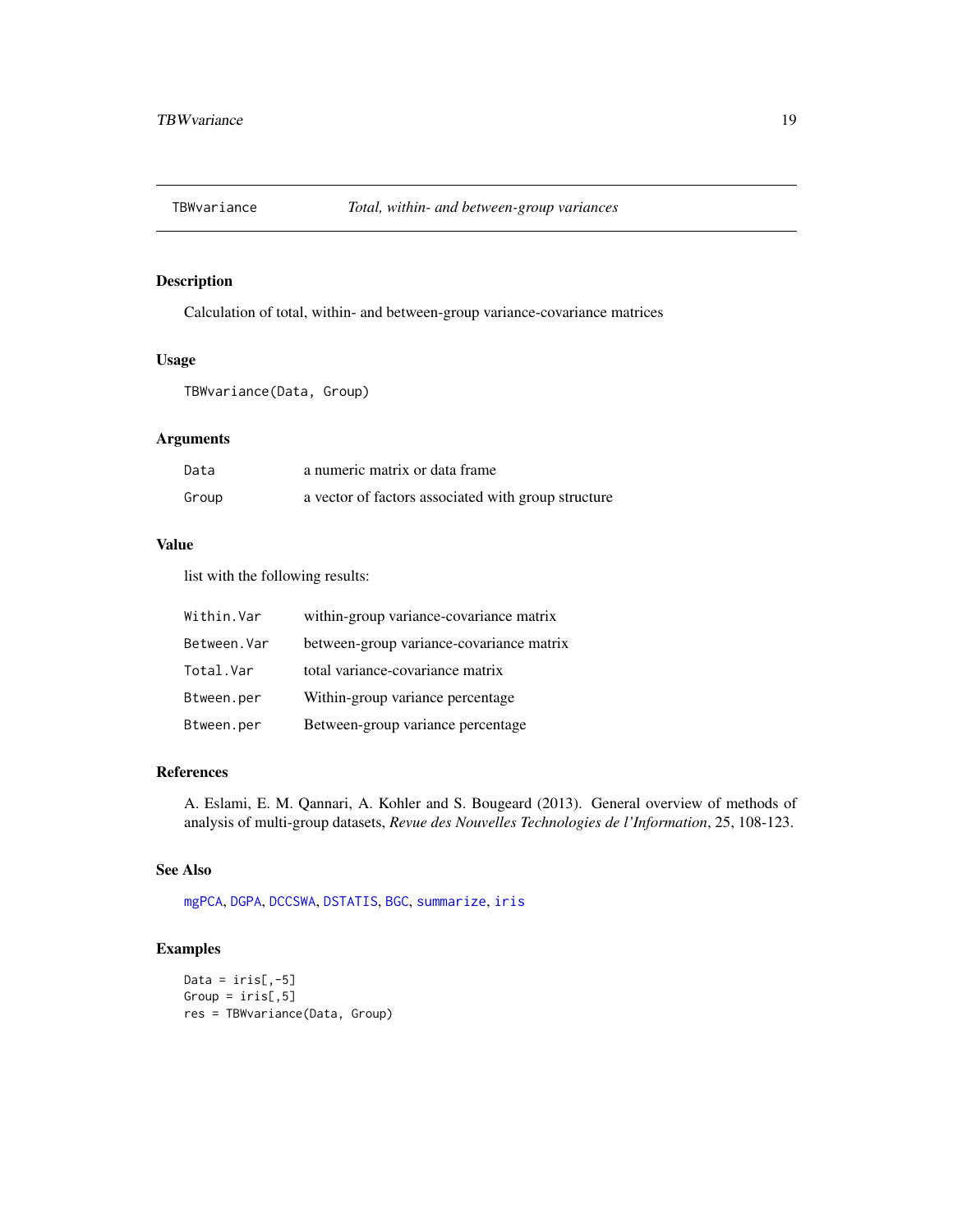## TBWvariance — *Total, within- and between-group variances*

### Description

Calculation of total, within- and between-group variance-covariance matrices

### Usage

```
TBWvariance(Data, Group)
```

### Arguments

| | |
|---|---|
| Data | a numeric matrix or data frame |
| Group | a vector of factors associated with group structure |

### Value

list with the following results:

| | |
|---|---|
| Within.Var | within-group variance-covariance matrix |
| Between.Var | between-group variance-covariance matrix |
| Total.Var | total variance-covariance matrix |
| Btween.per | Within-group variance percentage |
| Btween.per | Between-group variance percentage |

### References

A. Eslami, E. M. Qannari, A. Kohler and S. Bougeard (2013). General overview of methods of analysis of multi-group datasets, *Revue des Nouvelles Technologies de l'Information*, 25, 108-123.

### See Also

mgPCA, DGPA, DCCSWA, DSTATIS, BGC, summarize, iris

### Examples

```
Data = iris[,-5]
Group = iris[,5]
res = TBWvariance(Data, Group)
```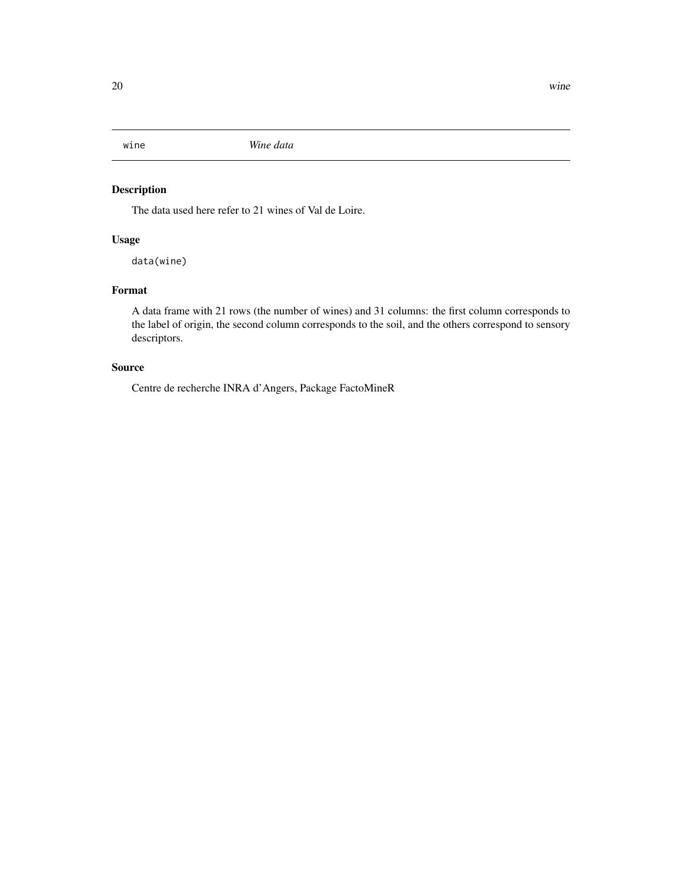wine *Wine data*

## Description

The data used here refer to 21 wines of Val de Loire.

## Usage

```
data(wine)
```

## Format

A data frame with 21 rows (the number of wines) and 31 columns: the first column corresponds to the label of origin, the second column corresponds to the soil, and the others correspond to sensory descriptors.

## Source

Centre de recherche INRA d'Angers, Package FactoMineR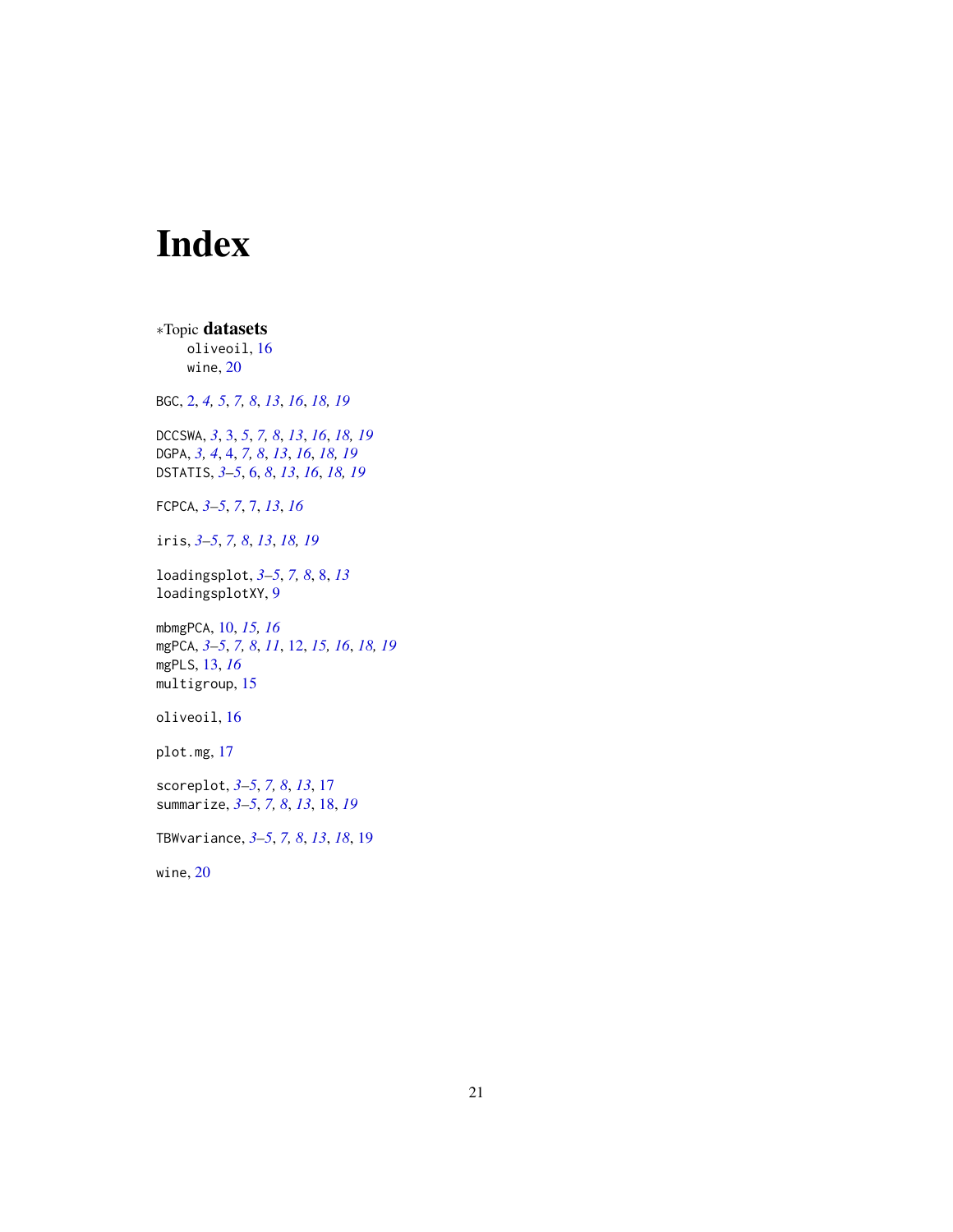# Index

*Topic **datasets**

oliveoil, 16
wine, 20

BGC, 2, *4, 5*, *7, 8*, *13*, *16*, *18, 19*

DCCSWA, *3*, 3, *5*, *7, 8*, *13*, *16*, *18, 19*
DGPA, *3, 4*, 4, *7, 8*, *13*, *16*, *18, 19*
DSTATIS, *3–5*, 6, *8*, *13*, *16*, *18, 19*

FCPCA, *3–5*, *7*, 7, *13*, *16*

iris, *3–5*, *7, 8*, *13*, *18, 19*

loadingsplot, *3–5*, *7, 8*, 8, *13*
loadingsplotXY, 9

mbmgPCA, 10, *15, 16*
mgPCA, *3–5*, *7, 8*, *11*, 12, *15, 16*, *18, 19*
mgPLS, 13, *16*
multigroup, 15

oliveoil, 16

plot.mg, 17

scoreplot, *3–5*, *7, 8*, *13*, 17
summarize, *3–5*, *7, 8*, *13*, 18, *19*

TBWvariance, *3–5*, *7, 8*, *13*, *18*, 19

wine, 20